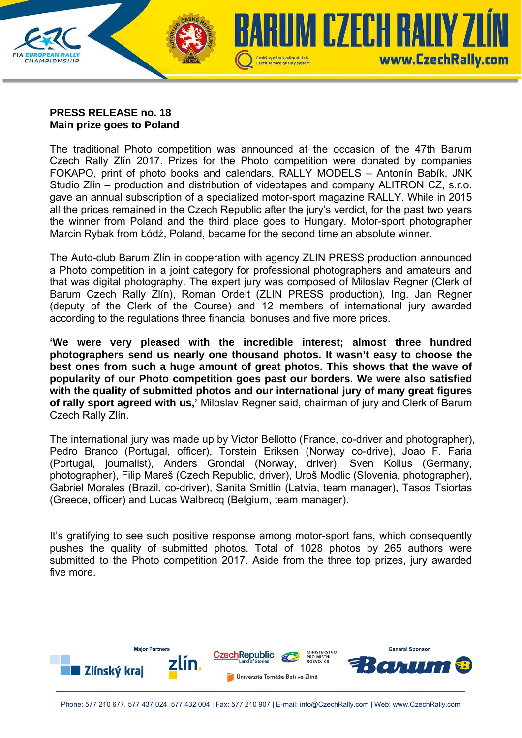**PRESS RELEASE no. 18**
**Main prize goes to Poland**

The traditional Photo competition was announced at the occasion of the 47th Barum Czech Rally Zlín 2017. Prizes for the Photo competition were donated by companies FOKAPO, print of photo books and calendars, RALLY MODELS – Antonín Babík, JNK Studio Zlín – production and distribution of videotapes and company ALITRON CZ, s.r.o. gave an annual subscription of a specialized motor-sport magazine RALLY. While in 2015 all the prices remained in the Czech Republic after the jury's verdict, for the past two years the winner from Poland and the third place goes to Hungary. Motor-sport photographer Marcin Rybak from Łódź, Poland, became for the second time an absolute winner.

The Auto-club Barum Zlín in cooperation with agency ZLIN PRESS production announced a Photo competition in a joint category for professional photographers and amateurs and that was digital photography. The expert jury was composed of Miloslav Regner (Clerk of Barum Czech Rally Zlín), Roman Ordelt (ZLIN PRESS production), Ing. Jan Regner (deputy of the Clerk of the Course) and 12 members of international jury awarded according to the regulations three financial bonuses and five more prices.

**'We were very pleased with the incredible interest; almost three hundred photographers send us nearly one thousand photos. It wasn't easy to choose the best ones from such a huge amount of great photos. This shows that the wave of popularity of our Photo competition goes past our borders. We were also satisfied with the quality of submitted photos and our international jury of many great figures of rally sport agreed with us,'** Miloslav Regner said, chairman of jury and Clerk of Barum Czech Rally Zlín.

The international jury was made up by Victor Bellotto (France, co-driver and photographer), Pedro Branco (Portugal, officer), Torstein Eriksen (Norway co-drive), Joao F. Faria (Portugal, journalist), Anders Grondal (Norway, driver), Sven Kollus (Germany, photographer), Filip Mareš (Czech Republic, driver), Uroš Modlic (Slovenia, photographer), Gabriel Morales (Brazil, co-driver), Sanita Smitlin (Latvia, team manager), Tasos Tsiortas (Greece, officer) and Lucas Walbrecq (Belgium, team manager).

It's gratifying to see such positive response among motor-sport fans, which consequently pushes the quality of submitted photos. Total of 1028 photos by 265 authors were submitted to the Photo competition 2017. Aside from the three top prizes, jury awarded five more.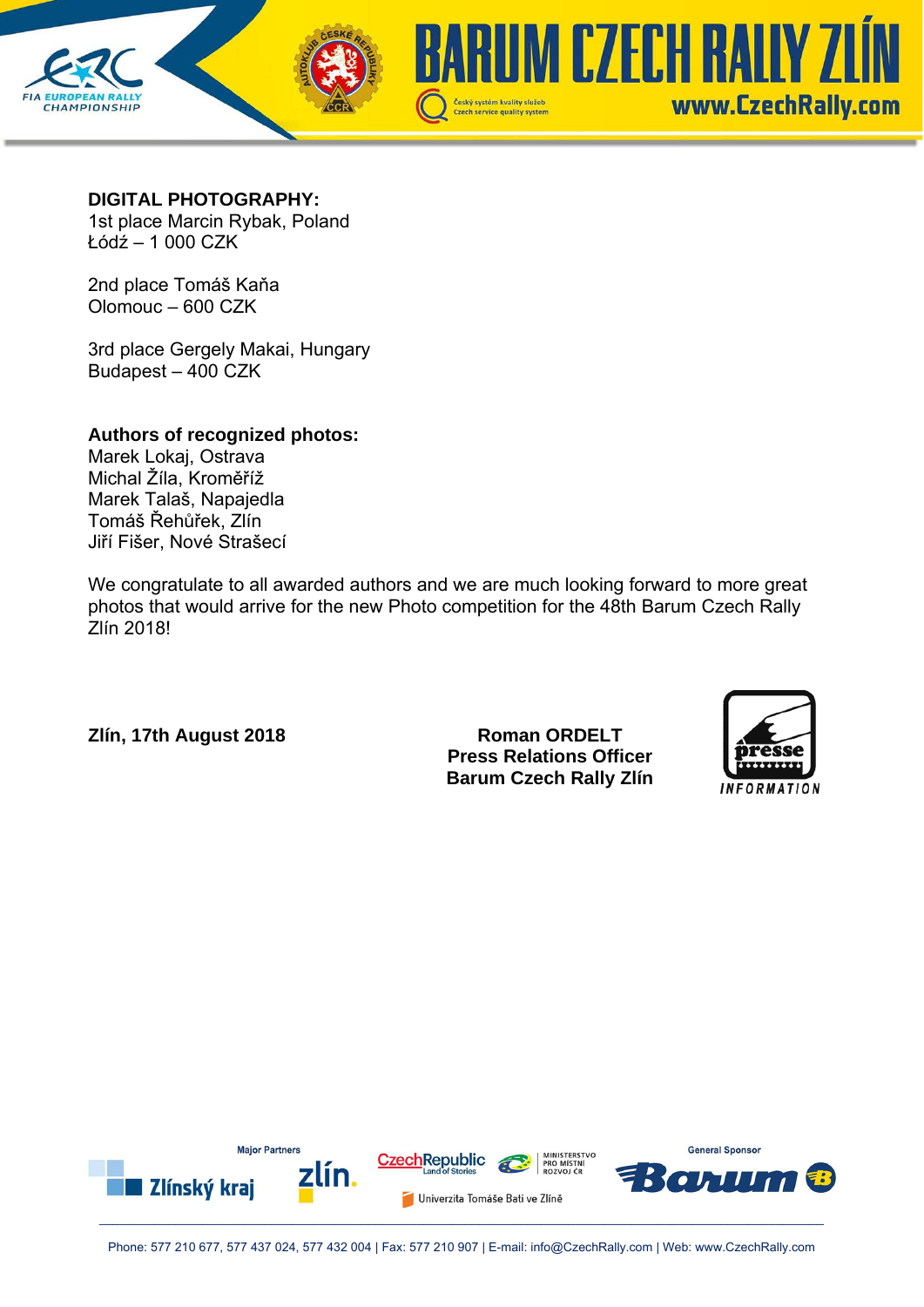**DIGITAL PHOTOGRAPHY:**

1st place Marcin Rybak, Poland
Łódź – 1 000 CZK

2nd place Tomáš Kaňa
Olomouc – 600 CZK

3rd place Gergely Makai, Hungary
Budapest – 400 CZK

**Authors of recognized photos:**

Marek Lokaj, Ostrava
Michal Žíla, Kroměříž
Marek Talaš, Napajedla
Tomáš Řehůřek, Zlín
Jiří Fišer, Nové Strašecí

We congratulate to all awarded authors and we are much looking forward to more great photos that would arrive for the new Photo competition for the 48th Barum Czech Rally Zlín 2018!

**Zlín, 17th August 2018**

**Roman ORDELT**
**Press Relations Officer**
**Barum Czech Rally Zlín**

Phone: 577 210 677, 577 437 024, 577 432 004 | Fax: 577 210 907 | E-mail: info@CzechRally.com | Web: www.CzechRally.com